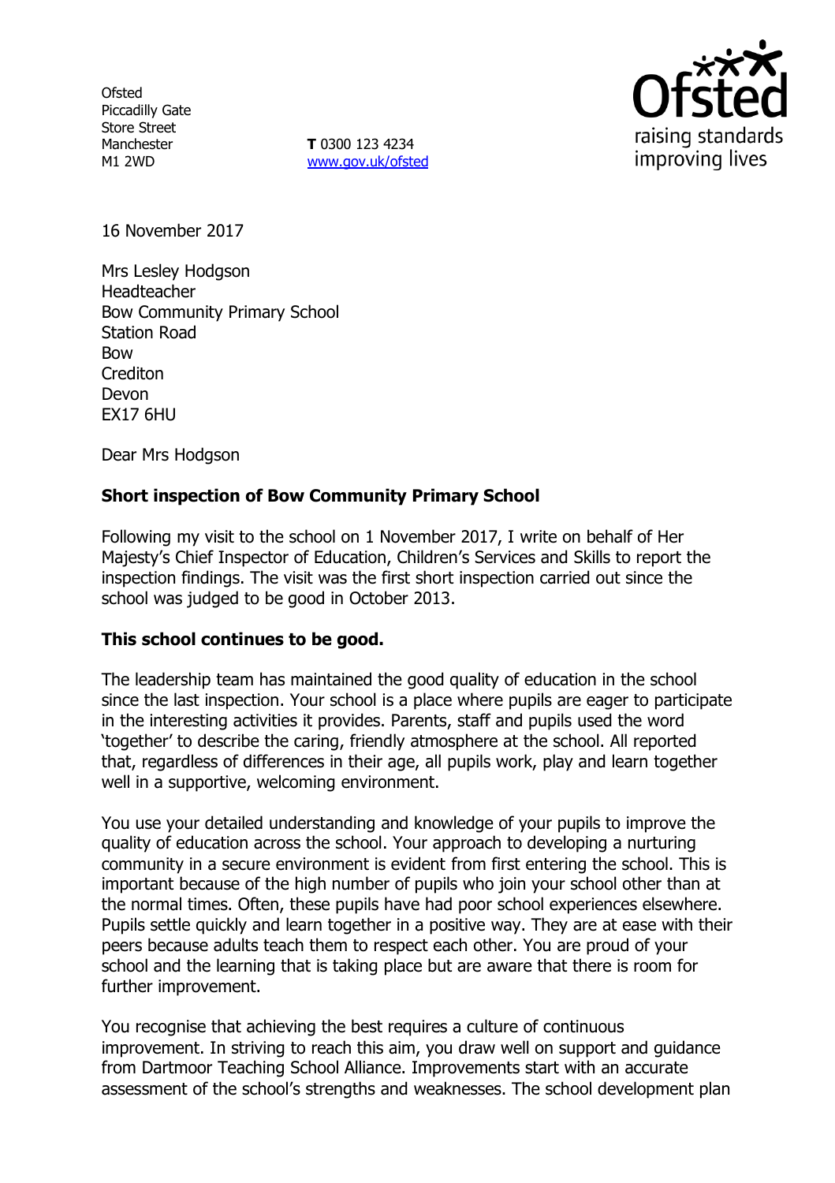Ofsted
Piccadilly Gate
Store Street
Manchester
M1 2WD

**T** 0300 123 4234
www.gov.uk/ofsted

16 November 2017

Mrs Lesley Hodgson
Headteacher
Bow Community Primary School
Station Road
Bow
Crediton
Devon
EX17 6HU

Dear Mrs Hodgson

**Short inspection of Bow Community Primary School**

Following my visit to the school on 1 November 2017, I write on behalf of Her Majesty's Chief Inspector of Education, Children's Services and Skills to report the inspection findings. The visit was the first short inspection carried out since the school was judged to be good in October 2013.

**This school continues to be good.**

The leadership team has maintained the good quality of education in the school since the last inspection. Your school is a place where pupils are eager to participate in the interesting activities it provides. Parents, staff and pupils used the word 'together' to describe the caring, friendly atmosphere at the school. All reported that, regardless of differences in their age, all pupils work, play and learn together well in a supportive, welcoming environment.

You use your detailed understanding and knowledge of your pupils to improve the quality of education across the school. Your approach to developing a nurturing community in a secure environment is evident from first entering the school. This is important because of the high number of pupils who join your school other than at the normal times. Often, these pupils have had poor school experiences elsewhere. Pupils settle quickly and learn together in a positive way. They are at ease with their peers because adults teach them to respect each other. You are proud of your school and the learning that is taking place but are aware that there is room for further improvement.

You recognise that achieving the best requires a culture of continuous improvement. In striving to reach this aim, you draw well on support and guidance from Dartmoor Teaching School Alliance. Improvements start with an accurate assessment of the school's strengths and weaknesses. The school development plan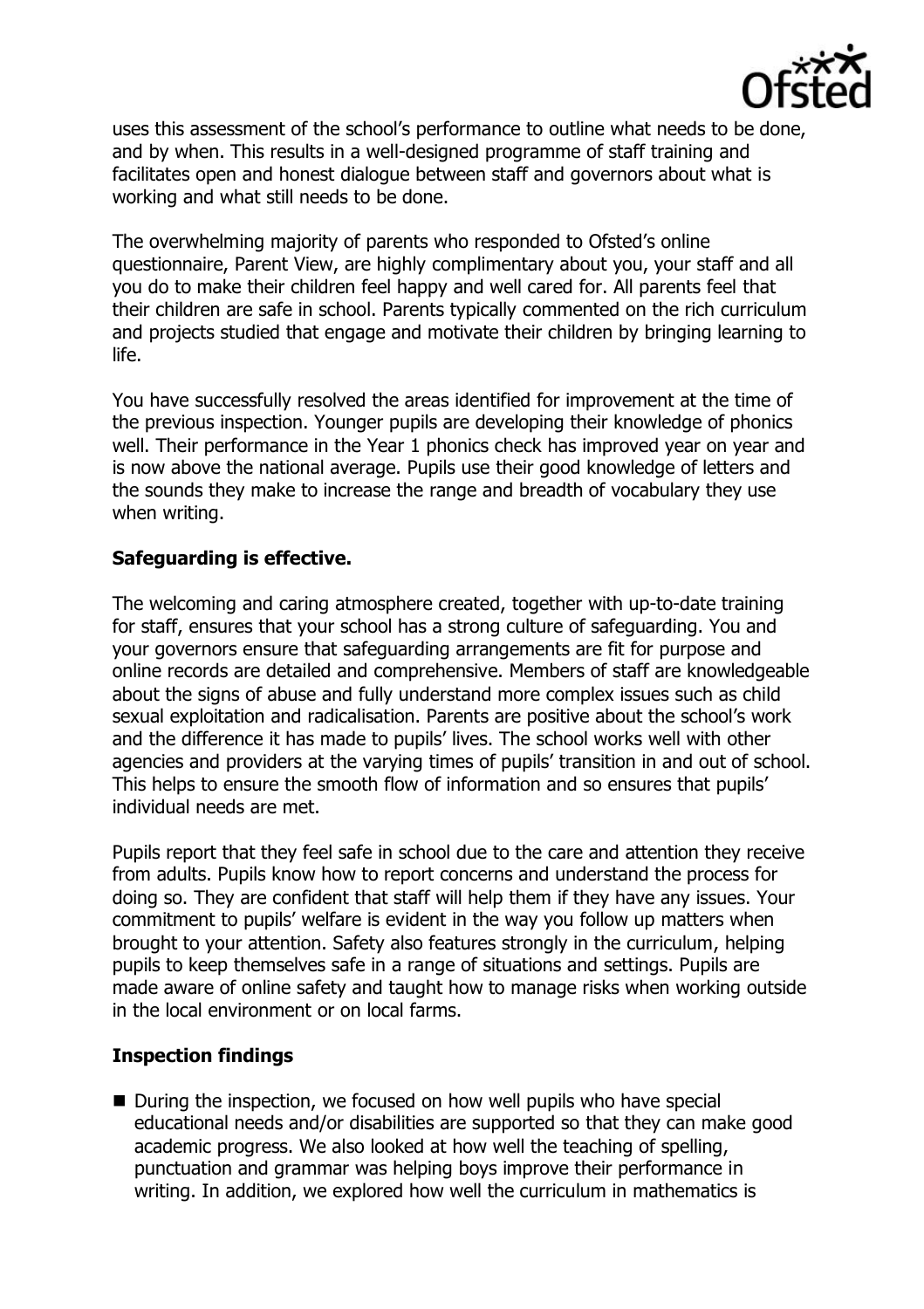uses this assessment of the school's performance to outline what needs to be done, and by when. This results in a well-designed programme of staff training and facilitates open and honest dialogue between staff and governors about what is working and what still needs to be done.

The overwhelming majority of parents who responded to Ofsted's online questionnaire, Parent View, are highly complimentary about you, your staff and all you do to make their children feel happy and well cared for. All parents feel that their children are safe in school. Parents typically commented on the rich curriculum and projects studied that engage and motivate their children by bringing learning to life.

You have successfully resolved the areas identified for improvement at the time of the previous inspection. Younger pupils are developing their knowledge of phonics well. Their performance in the Year 1 phonics check has improved year on year and is now above the national average. Pupils use their good knowledge of letters and the sounds they make to increase the range and breadth of vocabulary they use when writing.

## Safeguarding is effective.

The welcoming and caring atmosphere created, together with up-to-date training for staff, ensures that your school has a strong culture of safeguarding. You and your governors ensure that safeguarding arrangements are fit for purpose and online records are detailed and comprehensive. Members of staff are knowledgeable about the signs of abuse and fully understand more complex issues such as child sexual exploitation and radicalisation. Parents are positive about the school's work and the difference it has made to pupils' lives. The school works well with other agencies and providers at the varying times of pupils' transition in and out of school. This helps to ensure the smooth flow of information and so ensures that pupils' individual needs are met.

Pupils report that they feel safe in school due to the care and attention they receive from adults. Pupils know how to report concerns and understand the process for doing so. They are confident that staff will help them if they have any issues. Your commitment to pupils' welfare is evident in the way you follow up matters when brought to your attention. Safety also features strongly in the curriculum, helping pupils to keep themselves safe in a range of situations and settings. Pupils are made aware of online safety and taught how to manage risks when working outside in the local environment or on local farms.

## Inspection findings

- During the inspection, we focused on how well pupils who have special educational needs and/or disabilities are supported so that they can make good academic progress. We also looked at how well the teaching of spelling, punctuation and grammar was helping boys improve their performance in writing. In addition, we explored how well the curriculum in mathematics is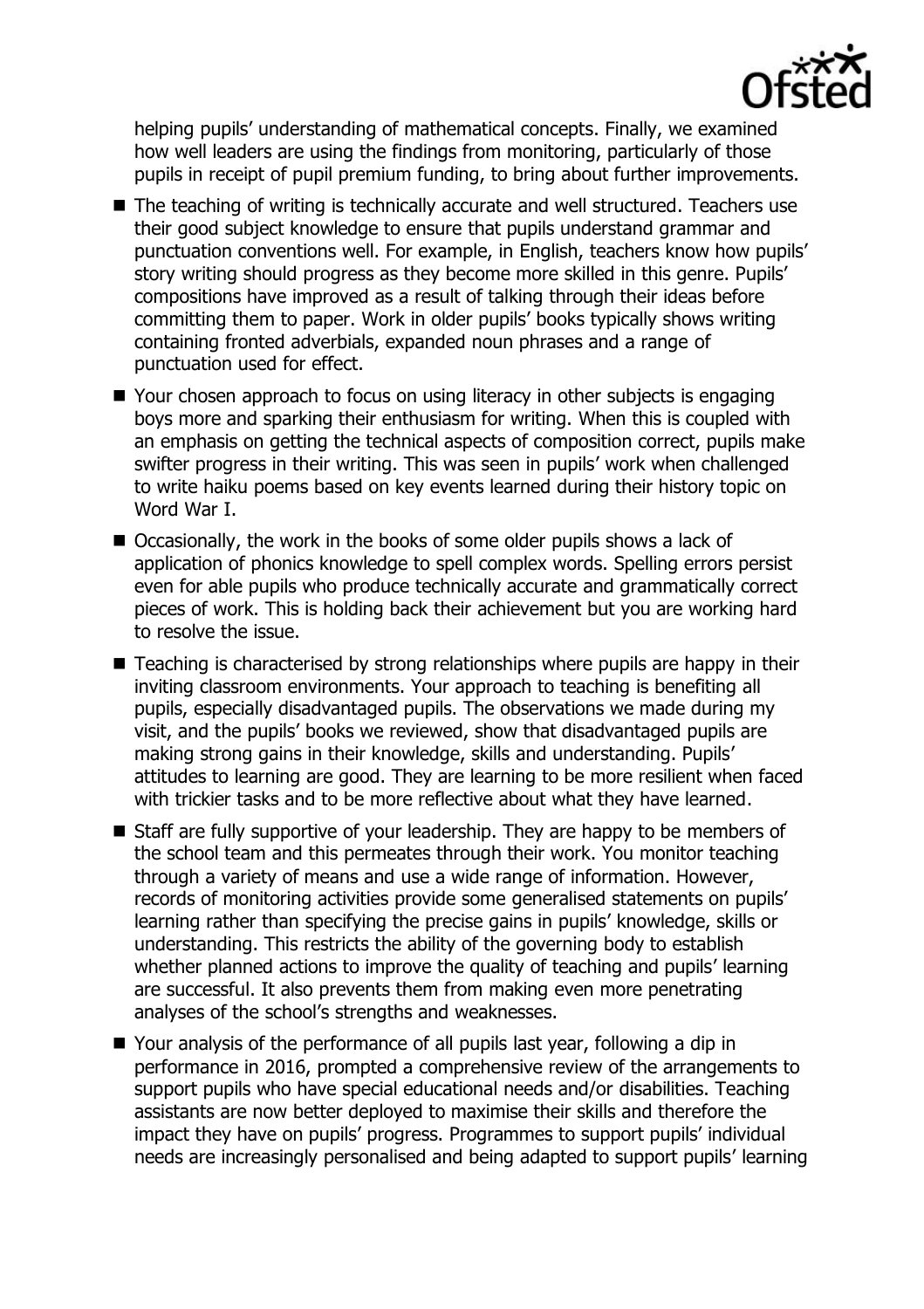helping pupils' understanding of mathematical concepts. Finally, we examined how well leaders are using the findings from monitoring, particularly of those pupils in receipt of pupil premium funding, to bring about further improvements.

- The teaching of writing is technically accurate and well structured. Teachers use their good subject knowledge to ensure that pupils understand grammar and punctuation conventions well. For example, in English, teachers know how pupils' story writing should progress as they become more skilled in this genre. Pupils' compositions have improved as a result of talking through their ideas before committing them to paper. Work in older pupils' books typically shows writing containing fronted adverbials, expanded noun phrases and a range of punctuation used for effect.
- Your chosen approach to focus on using literacy in other subjects is engaging boys more and sparking their enthusiasm for writing. When this is coupled with an emphasis on getting the technical aspects of composition correct, pupils make swifter progress in their writing. This was seen in pupils' work when challenged to write haiku poems based on key events learned during their history topic on Word War I.
- Occasionally, the work in the books of some older pupils shows a lack of application of phonics knowledge to spell complex words. Spelling errors persist even for able pupils who produce technically accurate and grammatically correct pieces of work. This is holding back their achievement but you are working hard to resolve the issue.
- Teaching is characterised by strong relationships where pupils are happy in their inviting classroom environments. Your approach to teaching is benefiting all pupils, especially disadvantaged pupils. The observations we made during my visit, and the pupils' books we reviewed, show that disadvantaged pupils are making strong gains in their knowledge, skills and understanding. Pupils' attitudes to learning are good. They are learning to be more resilient when faced with trickier tasks and to be more reflective about what they have learned.
- Staff are fully supportive of your leadership. They are happy to be members of the school team and this permeates through their work. You monitor teaching through a variety of means and use a wide range of information. However, records of monitoring activities provide some generalised statements on pupils' learning rather than specifying the precise gains in pupils' knowledge, skills or understanding. This restricts the ability of the governing body to establish whether planned actions to improve the quality of teaching and pupils' learning are successful. It also prevents them from making even more penetrating analyses of the school's strengths and weaknesses.
- Your analysis of the performance of all pupils last year, following a dip in performance in 2016, prompted a comprehensive review of the arrangements to support pupils who have special educational needs and/or disabilities. Teaching assistants are now better deployed to maximise their skills and therefore the impact they have on pupils' progress. Programmes to support pupils' individual needs are increasingly personalised and being adapted to support pupils' learning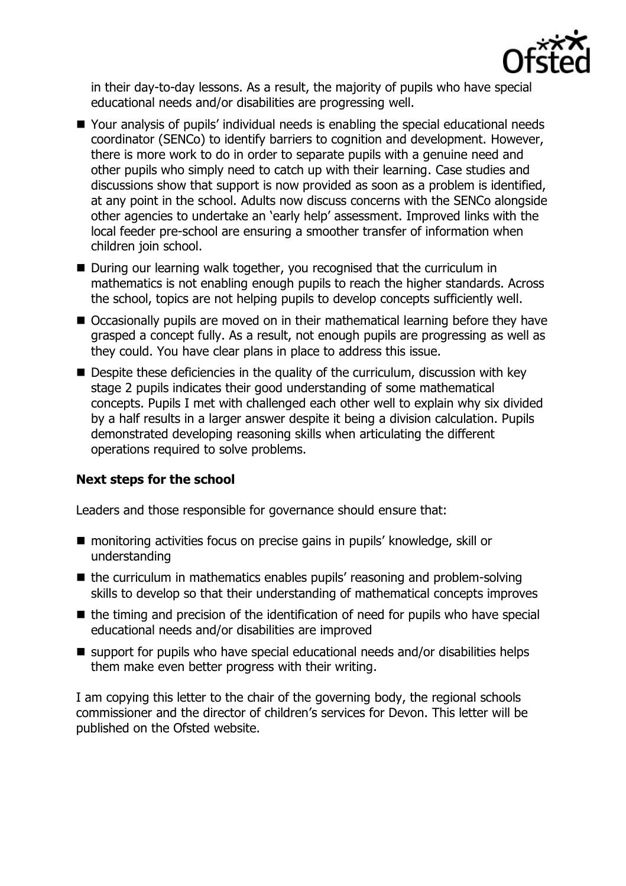in their day-to-day lessons. As a result, the majority of pupils who have special educational needs and/or disabilities are progressing well.

- Your analysis of pupils' individual needs is enabling the special educational needs coordinator (SENCo) to identify barriers to cognition and development. However, there is more work to do in order to separate pupils with a genuine need and other pupils who simply need to catch up with their learning. Case studies and discussions show that support is now provided as soon as a problem is identified, at any point in the school. Adults now discuss concerns with the SENCo alongside other agencies to undertake an 'early help' assessment. Improved links with the local feeder pre-school are ensuring a smoother transfer of information when children join school.
- During our learning walk together, you recognised that the curriculum in mathematics is not enabling enough pupils to reach the higher standards. Across the school, topics are not helping pupils to develop concepts sufficiently well.
- Occasionally pupils are moved on in their mathematical learning before they have grasped a concept fully. As a result, not enough pupils are progressing as well as they could. You have clear plans in place to address this issue.
- Despite these deficiencies in the quality of the curriculum, discussion with key stage 2 pupils indicates their good understanding of some mathematical concepts. Pupils I met with challenged each other well to explain why six divided by a half results in a larger answer despite it being a division calculation. Pupils demonstrated developing reasoning skills when articulating the different operations required to solve problems.

### Next steps for the school

Leaders and those responsible for governance should ensure that:

- monitoring activities focus on precise gains in pupils' knowledge, skill or understanding
- the curriculum in mathematics enables pupils' reasoning and problem-solving skills to develop so that their understanding of mathematical concepts improves
- the timing and precision of the identification of need for pupils who have special educational needs and/or disabilities are improved
- support for pupils who have special educational needs and/or disabilities helps them make even better progress with their writing.

I am copying this letter to the chair of the governing body, the regional schools commissioner and the director of children's services for Devon. This letter will be published on the Ofsted website.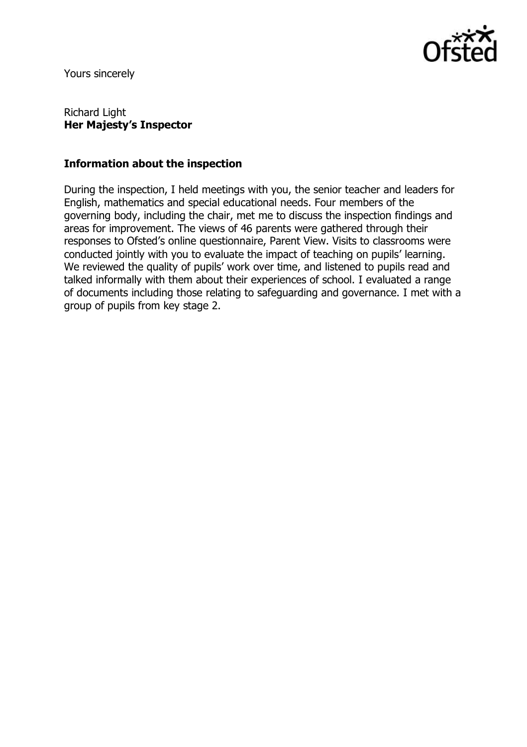Yours sincerely

Richard Light
**Her Majesty's Inspector**

## Information about the inspection

During the inspection, I held meetings with you, the senior teacher and leaders for English, mathematics and special educational needs. Four members of the governing body, including the chair, met me to discuss the inspection findings and areas for improvement. The views of 46 parents were gathered through their responses to Ofsted's online questionnaire, Parent View. Visits to classrooms were conducted jointly with you to evaluate the impact of teaching on pupils' learning. We reviewed the quality of pupils' work over time, and listened to pupils read and talked informally with them about their experiences of school. I evaluated a range of documents including those relating to safeguarding and governance. I met with a group of pupils from key stage 2.